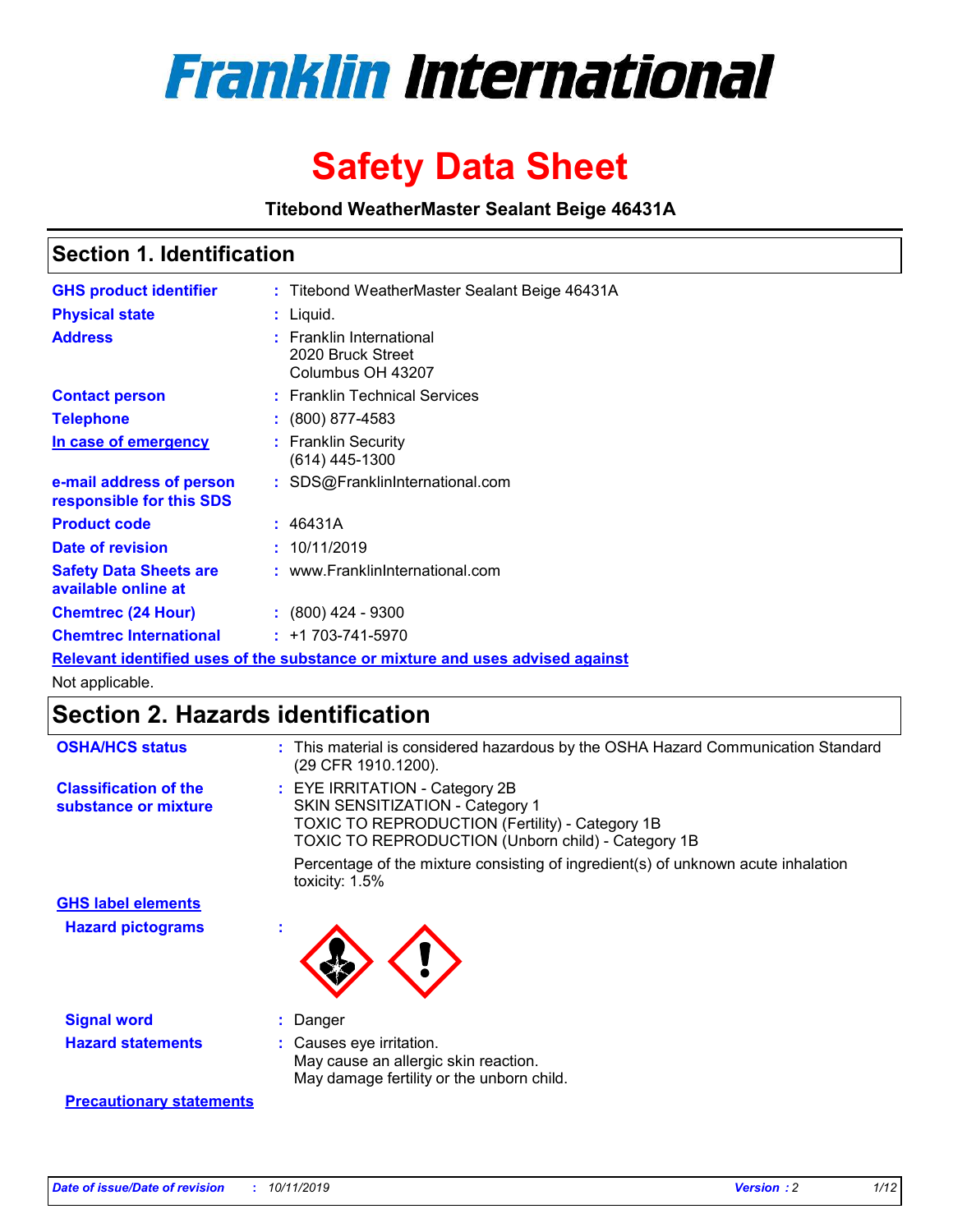# Franklin International

# Safety Data Sheet

**Titebond WeatherMaster Sealant Beige 46431A**

## Section 1. Identification

| | | |
|---|---|---|
| **GHS product identifier** | : | Titebond WeatherMaster Sealant Beige 46431A |
| **Physical state** | : | Liquid. |
| **Address** | : | Franklin International<br>2020 Bruck Street<br>Columbus OH 43207 |
| **Contact person** | : | Franklin Technical Services |
| **Telephone** | : | (800) 877-4583 |
| **In case of emergency** | : | Franklin Security<br>(614) 445-1300 |
| **e-mail address of person responsible for this SDS** | : | SDS@FranklinInternational.com |
| **Product code** | : | 46431A |
| **Date of revision** | : | 10/11/2019 |
| **Safety Data Sheets are available online at** | : | www.FranklinInternational.com |
| **Chemtrec (24 Hour)** | : | (800) 424 - 9300 |
| **Chemtrec International** | : | +1 703-741-5970 |

**Relevant identified uses of the substance or mixture and uses advised against**

Not applicable.

## Section 2. Hazards identification

| | | |
|---|---|---|
| **OSHA/HCS status** | : | This material is considered hazardous by the OSHA Hazard Communication Standard (29 CFR 1910.1200). |
| **Classification of the substance or mixture** | : | EYE IRRITATION - Category 2B<br>SKIN SENSITIZATION - Category 1<br>TOXIC TO REPRODUCTION (Fertility) - Category 1B<br>TOXIC TO REPRODUCTION (Unborn child) - Category 1B<br>Percentage of the mixture consisting of ingredient(s) of unknown acute inhalation toxicity: 1.5% |

**GHS label elements**

| | | |
|---|---|---|
| **Hazard pictograms** | : | |
| **Signal word** | : | Danger |
| **Hazard statements** | : | Causes eye irritation.<br>May cause an allergic skin reaction.<br>May damage fertility or the unborn child. |

**Precautionary statements**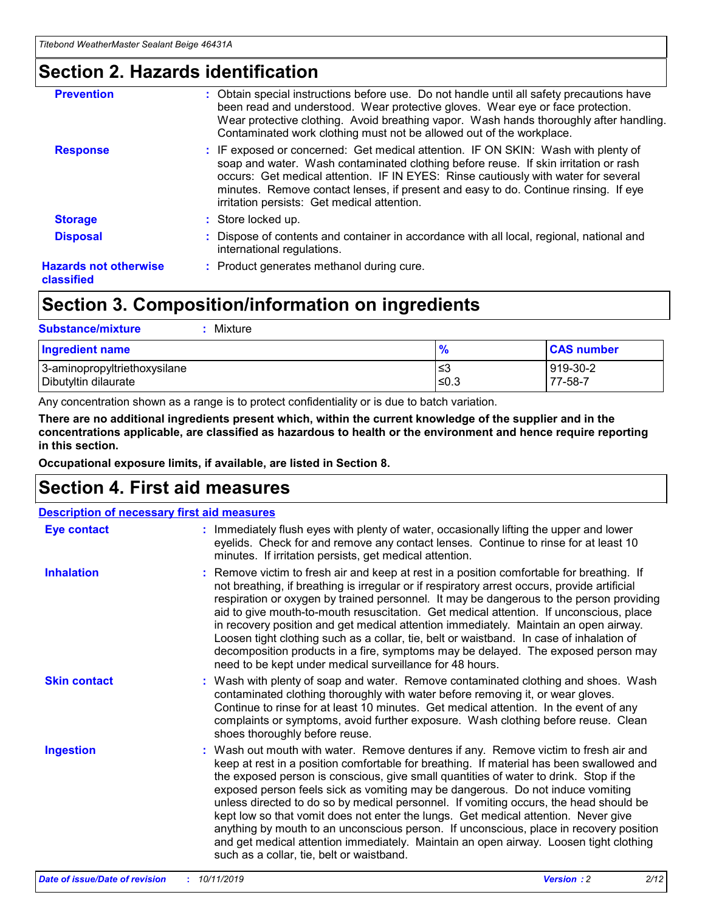## Section 2. Hazards identification

| | |
|---|---|
| **Prevention** | : Obtain special instructions before use. Do not handle until all safety precautions have been read and understood. Wear protective gloves. Wear eye or face protection. Wear protective clothing. Avoid breathing vapor. Wash hands thoroughly after handling. Contaminated work clothing must not be allowed out of the workplace. |
| **Response** | : IF exposed or concerned: Get medical attention. IF ON SKIN: Wash with plenty of soap and water. Wash contaminated clothing before reuse. If skin irritation or rash occurs: Get medical attention. IF IN EYES: Rinse cautiously with water for several minutes. Remove contact lenses, if present and easy to do. Continue rinsing. If eye irritation persists: Get medical attention. |
| **Storage** | : Store locked up. |
| **Disposal** | : Dispose of contents and container in accordance with all local, regional, national and international regulations. |
| **Hazards not otherwise classified** | : Product generates methanol during cure. |

## Section 3. Composition/information on ingredients

**Substance/mixture** : Mixture

| Ingredient name | % | CAS number |
|---|---|---|
| 3-aminopropyltriethoxysilane | ≤3 | 919-30-2 |
| Dibutyltin dilaurate | ≤0.3 | 77-58-7 |

Any concentration shown as a range is to protect confidentiality or is due to batch variation.

**There are no additional ingredients present which, within the current knowledge of the supplier and in the concentrations applicable, are classified as hazardous to health or the environment and hence require reporting in this section.**

**Occupational exposure limits, if available, are listed in Section 8.**

## Section 4. First aid measures

**Description of necessary first aid measures**

| | |
|---|---|
| **Eye contact** | : Immediately flush eyes with plenty of water, occasionally lifting the upper and lower eyelids. Check for and remove any contact lenses. Continue to rinse for at least 10 minutes. If irritation persists, get medical attention. |
| **Inhalation** | : Remove victim to fresh air and keep at rest in a position comfortable for breathing. If not breathing, if breathing is irregular or if respiratory arrest occurs, provide artificial respiration or oxygen by trained personnel. It may be dangerous to the person providing aid to give mouth-to-mouth resuscitation. Get medical attention. If unconscious, place in recovery position and get medical attention immediately. Maintain an open airway. Loosen tight clothing such as a collar, tie, belt or waistband. In case of inhalation of decomposition products in a fire, symptoms may be delayed. The exposed person may need to be kept under medical surveillance for 48 hours. |
| **Skin contact** | : Wash with plenty of soap and water. Remove contaminated clothing and shoes. Wash contaminated clothing thoroughly with water before removing it, or wear gloves. Continue to rinse for at least 10 minutes. Get medical attention. In the event of any complaints or symptoms, avoid further exposure. Wash clothing before reuse. Clean shoes thoroughly before reuse. |
| **Ingestion** | : Wash out mouth with water. Remove dentures if any. Remove victim to fresh air and keep at rest in a position comfortable for breathing. If material has been swallowed and the exposed person is conscious, give small quantities of water to drink. Stop if the exposed person feels sick as vomiting may be dangerous. Do not induce vomiting unless directed to do so by medical personnel. If vomiting occurs, the head should be kept low so that vomit does not enter the lungs. Get medical attention. Never give anything by mouth to an unconscious person. If unconscious, place in recovery position and get medical attention immediately. Maintain an open airway. Loosen tight clothing such as a collar, tie, belt or waistband. |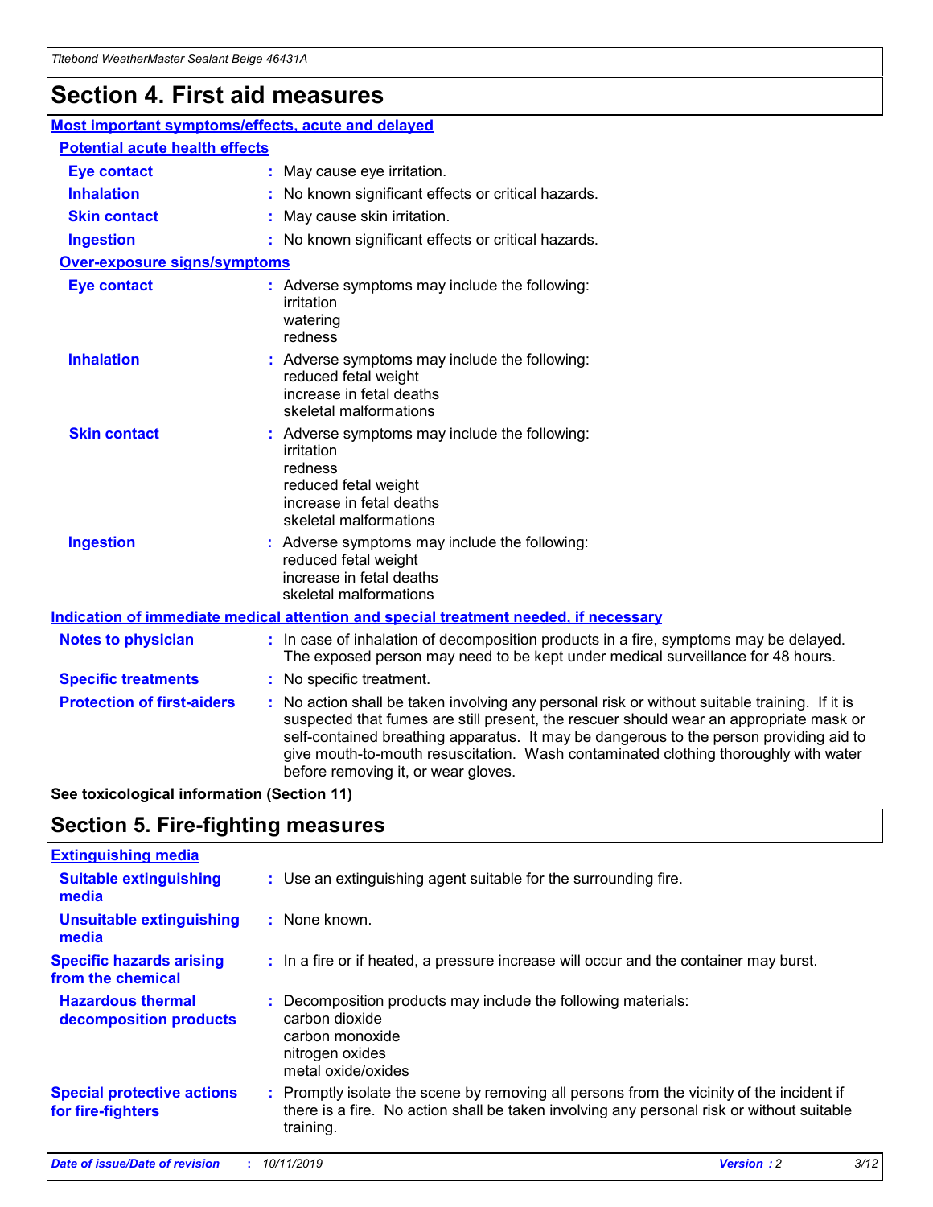# Section 4. First aid measures

## Most important symptoms/effects, acute and delayed

### Potential acute health effects

**Eye contact** : May cause eye irritation.

**Inhalation** : No known significant effects or critical hazards.

**Skin contact** : May cause skin irritation.

**Ingestion** : No known significant effects or critical hazards.

### Over-exposure signs/symptoms

**Eye contact** : Adverse symptoms may include the following:
irritation
watering
redness

**Inhalation** : Adverse symptoms may include the following:
reduced fetal weight
increase in fetal deaths
skeletal malformations

**Skin contact** : Adverse symptoms may include the following:
irritation
redness
reduced fetal weight
increase in fetal deaths
skeletal malformations

**Ingestion** : Adverse symptoms may include the following:
reduced fetal weight
increase in fetal deaths
skeletal malformations

## Indication of immediate medical attention and special treatment needed, if necessary

**Notes to physician** : In case of inhalation of decomposition products in a fire, symptoms may be delayed. The exposed person may need to be kept under medical surveillance for 48 hours.

**Specific treatments** : No specific treatment.

**Protection of first-aiders** : No action shall be taken involving any personal risk or without suitable training. If it is suspected that fumes are still present, the rescuer should wear an appropriate mask or self-contained breathing apparatus. It may be dangerous to the person providing aid to give mouth-to-mouth resuscitation. Wash contaminated clothing thoroughly with water before removing it, or wear gloves.

**See toxicological information (Section 11)**

# Section 5. Fire-fighting measures

## Extinguishing media

**Suitable extinguishing media** : Use an extinguishing agent suitable for the surrounding fire.

**Unsuitable extinguishing media** : None known.

**Specific hazards arising from the chemical** : In a fire or if heated, a pressure increase will occur and the container may burst.

**Hazardous thermal decomposition products** : Decomposition products may include the following materials:
carbon dioxide
carbon monoxide
nitrogen oxides
metal oxide/oxides

**Special protective actions for fire-fighters** : Promptly isolate the scene by removing all persons from the vicinity of the incident if there is a fire. No action shall be taken involving any personal risk or without suitable training.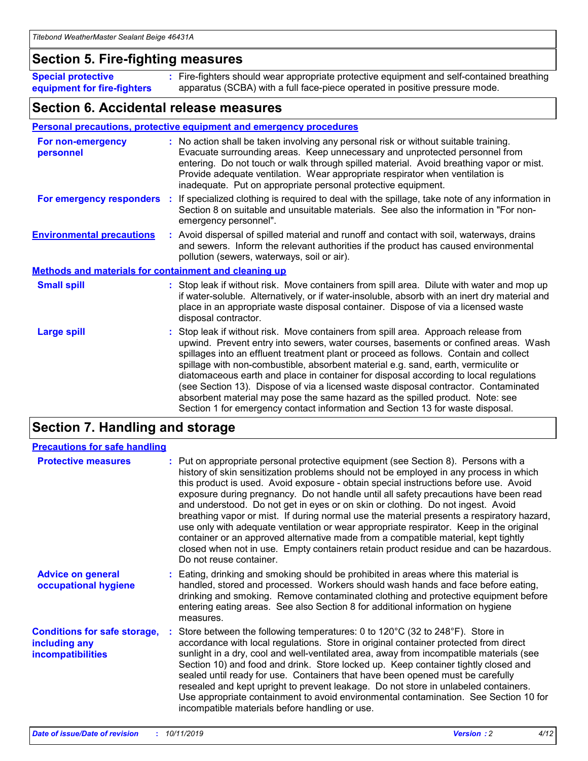## Section 5. Fire-fighting measures

**Special protective equipment for fire-fighters** : Fire-fighters should wear appropriate protective equipment and self-contained breathing apparatus (SCBA) with a full face-piece operated in positive pressure mode.

## Section 6. Accidental release measures

### Personal precautions, protective equipment and emergency procedures

**For non-emergency personnel** : No action shall be taken involving any personal risk or without suitable training. Evacuate surrounding areas. Keep unnecessary and unprotected personnel from entering. Do not touch or walk through spilled material. Avoid breathing vapor or mist. Provide adequate ventilation. Wear appropriate respirator when ventilation is inadequate. Put on appropriate personal protective equipment.

**For emergency responders** : If specialized clothing is required to deal with the spillage, take note of any information in Section 8 on suitable and unsuitable materials. See also the information in "For non-emergency personnel".

**Environmental precautions** : Avoid dispersal of spilled material and runoff and contact with soil, waterways, drains and sewers. Inform the relevant authorities if the product has caused environmental pollution (sewers, waterways, soil or air).

### Methods and materials for containment and cleaning up

**Small spill** : Stop leak if without risk. Move containers from spill area. Dilute with water and mop up if water-soluble. Alternatively, or if water-insoluble, absorb with an inert dry material and place in an appropriate waste disposal container. Dispose of via a licensed waste disposal contractor.

**Large spill** : Stop leak if without risk. Move containers from spill area. Approach release from upwind. Prevent entry into sewers, water courses, basements or confined areas. Wash spillages into an effluent treatment plant or proceed as follows. Contain and collect spillage with non-combustible, absorbent material e.g. sand, earth, vermiculite or diatomaceous earth and place in container for disposal according to local regulations (see Section 13). Dispose of via a licensed waste disposal contractor. Contaminated absorbent material may pose the same hazard as the spilled product. Note: see Section 1 for emergency contact information and Section 13 for waste disposal.

## Section 7. Handling and storage

### Precautions for safe handling

**Protective measures** : Put on appropriate personal protective equipment (see Section 8). Persons with a history of skin sensitization problems should not be employed in any process in which this product is used. Avoid exposure - obtain special instructions before use. Avoid exposure during pregnancy. Do not handle until all safety precautions have been read and understood. Do not get in eyes or on skin or clothing. Do not ingest. Avoid breathing vapor or mist. If during normal use the material presents a respiratory hazard, use only with adequate ventilation or wear appropriate respirator. Keep in the original container or an approved alternative made from a compatible material, kept tightly closed when not in use. Empty containers retain product residue and can be hazardous. Do not reuse container.

**Advice on general occupational hygiene** : Eating, drinking and smoking should be prohibited in areas where this material is handled, stored and processed. Workers should wash hands and face before eating, drinking and smoking. Remove contaminated clothing and protective equipment before entering eating areas. See also Section 8 for additional information on hygiene measures.

**Conditions for safe storage, including any incompatibilities** : Store between the following temperatures: 0 to 120°C (32 to 248°F). Store in accordance with local regulations. Store in original container protected from direct sunlight in a dry, cool and well-ventilated area, away from incompatible materials (see Section 10) and food and drink. Store locked up. Keep container tightly closed and sealed until ready for use. Containers that have been opened must be carefully resealed and kept upright to prevent leakage. Do not store in unlabeled containers. Use appropriate containment to avoid environmental contamination. See Section 10 for incompatible materials before handling or use.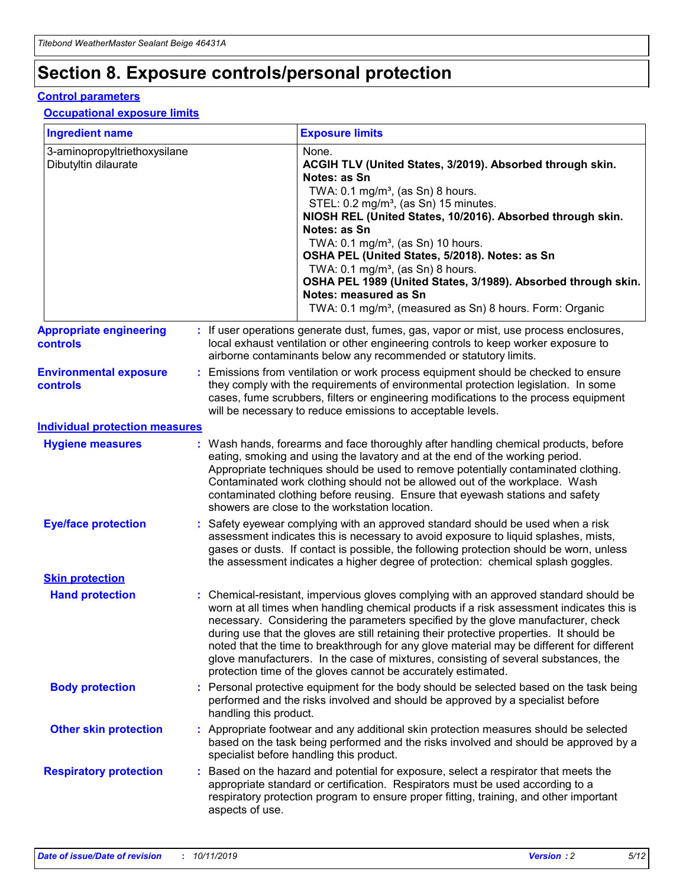# Section 8. Exposure controls/personal protection

## Control parameters

### Occupational exposure limits

| Ingredient name | Exposure limits |
|---|---|
| 3-aminopropyltriethoxysilane<br>Dibutyltin dilaurate | None.<br>**ACGIH TLV (United States, 3/2019). Absorbed through skin.**<br>**Notes: as Sn**<br>TWA: 0.1 mg/m³, (as Sn) 8 hours.<br>STEL: 0.2 mg/m³, (as Sn) 15 minutes.<br>**NIOSH REL (United States, 10/2016). Absorbed through skin.**<br>**Notes: as Sn**<br>TWA: 0.1 mg/m³, (as Sn) 10 hours.<br>**OSHA PEL (United States, 5/2018). Notes: as Sn**<br>TWA: 0.1 mg/m³, (as Sn) 8 hours.<br>**OSHA PEL 1989 (United States, 3/1989). Absorbed through skin.**<br>**Notes: measured as Sn**<br>TWA: 0.1 mg/m³, (measured as Sn) 8 hours. Form: Organic |

**Appropriate engineering controls** : If user operations generate dust, fumes, gas, vapor or mist, use process enclosures, local exhaust ventilation or other engineering controls to keep worker exposure to airborne contaminants below any recommended or statutory limits.

**Environmental exposure controls** : Emissions from ventilation or work process equipment should be checked to ensure they comply with the requirements of environmental protection legislation. In some cases, fume scrubbers, filters or engineering modifications to the process equipment will be necessary to reduce emissions to acceptable levels.

## Individual protection measures

**Hygiene measures** : Wash hands, forearms and face thoroughly after handling chemical products, before eating, smoking and using the lavatory and at the end of the working period. Appropriate techniques should be used to remove potentially contaminated clothing. Contaminated work clothing should not be allowed out of the workplace. Wash contaminated clothing before reusing. Ensure that eyewash stations and safety showers are close to the workstation location.

**Eye/face protection** : Safety eyewear complying with an approved standard should be used when a risk assessment indicates this is necessary to avoid exposure to liquid splashes, mists, gases or dusts. If contact is possible, the following protection should be worn, unless the assessment indicates a higher degree of protection: chemical splash goggles.

### Skin protection

**Hand protection** : Chemical-resistant, impervious gloves complying with an approved standard should be worn at all times when handling chemical products if a risk assessment indicates this is necessary. Considering the parameters specified by the glove manufacturer, check during use that the gloves are still retaining their protective properties. It should be noted that the time to breakthrough for any glove material may be different for different glove manufacturers. In the case of mixtures, consisting of several substances, the protection time of the gloves cannot be accurately estimated.

**Body protection** : Personal protective equipment for the body should be selected based on the task being performed and the risks involved and should be approved by a specialist before handling this product.

**Other skin protection** : Appropriate footwear and any additional skin protection measures should be selected based on the task being performed and the risks involved and should be approved by a specialist before handling this product.

**Respiratory protection** : Based on the hazard and potential for exposure, select a respirator that meets the appropriate standard or certification. Respirators must be used according to a respiratory protection program to ensure proper fitting, training, and other important aspects of use.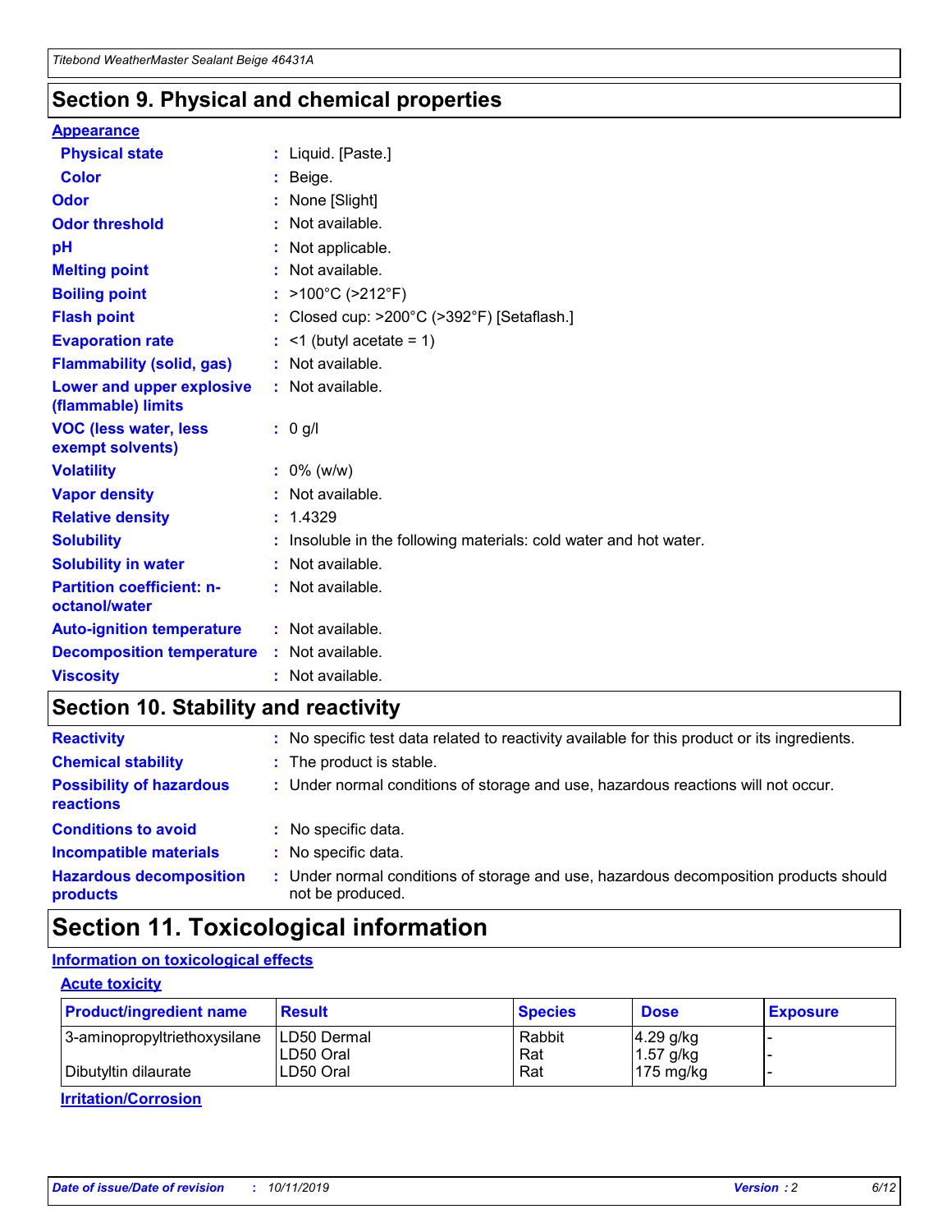## Section 9. Physical and chemical properties

### Appearance

| | |
|---|---|
| **Physical state** | : Liquid. [Paste.] |
| **Color** | : Beige. |
| **Odor** | : None [Slight] |
| **Odor threshold** | : Not available. |
| **pH** | : Not applicable. |
| **Melting point** | : Not available. |
| **Boiling point** | : >100°C (>212°F) |
| **Flash point** | : Closed cup: >200°C (>392°F) [Setaflash.] |
| **Evaporation rate** | : <1 (butyl acetate = 1) |
| **Flammability (solid, gas)** | : Not available. |
| **Lower and upper explosive (flammable) limits** | : Not available. |
| **VOC (less water, less exempt solvents)** | : 0 g/l |
| **Volatility** | : 0% (w/w) |
| **Vapor density** | : Not available. |
| **Relative density** | : 1.4329 |
| **Solubility** | : Insoluble in the following materials: cold water and hot water. |
| **Solubility in water** | : Not available. |
| **Partition coefficient: n-octanol/water** | : Not available. |
| **Auto-ignition temperature** | : Not available. |
| **Decomposition temperature** | : Not available. |
| **Viscosity** | : Not available. |

## Section 10. Stability and reactivity

| | |
|---|---|
| **Reactivity** | : No specific test data related to reactivity available for this product or its ingredients. |
| **Chemical stability** | : The product is stable. |
| **Possibility of hazardous reactions** | : Under normal conditions of storage and use, hazardous reactions will not occur. |
| **Conditions to avoid** | : No specific data. |
| **Incompatible materials** | : No specific data. |
| **Hazardous decomposition products** | : Under normal conditions of storage and use, hazardous decomposition products should not be produced. |

## Section 11. Toxicological information

### Information on toxicological effects

#### Acute toxicity

| Product/ingredient name | Result | Species | Dose | Exposure |
|---|---|---|---|---|
| 3-aminopropyltriethoxysilane | LD50 Dermal | Rabbit | 4.29 g/kg | - |
| | LD50 Oral | Rat | 1.57 g/kg | - |
| Dibutyltin dilaurate | LD50 Oral | Rat | 175 mg/kg | - |

#### Irritation/Corrosion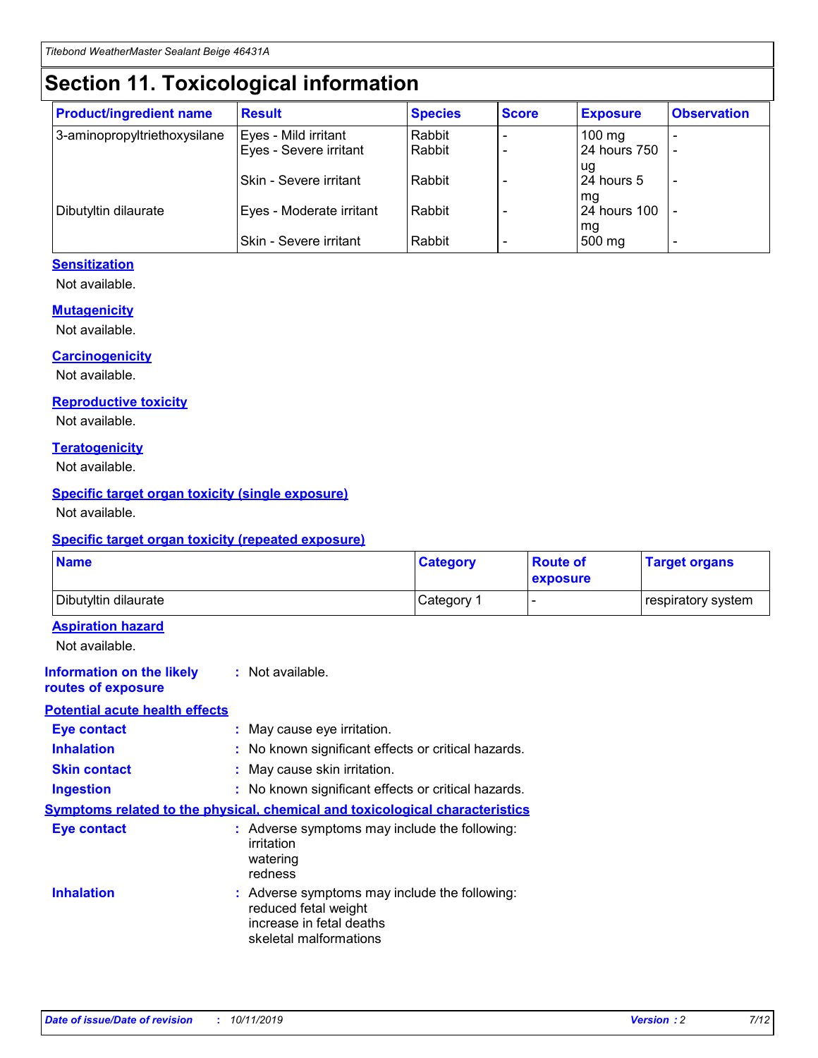# Section 11. Toxicological information

| Product/ingredient name | Result | Species | Score | Exposure | Observation |
|---|---|---|---|---|---|
| 3-aminopropyltriethoxysilane | Eyes - Mild irritant | Rabbit | - | 100 mg | - |
| | Eyes - Severe irritant | Rabbit | - | 24 hours 750 ug | - |
| | Skin - Severe irritant | Rabbit | - | 24 hours 5 mg | - |
| Dibutyltin dilaurate | Eyes - Moderate irritant | Rabbit | - | 24 hours 100 mg | - |
| | Skin - Severe irritant | Rabbit | - | 500 mg | - |

### Sensitization

Not available.

### Mutagenicity

Not available.

### Carcinogenicity

Not available.

### Reproductive toxicity

Not available.

### Teratogenicity

Not available.

### Specific target organ toxicity (single exposure)

Not available.

### Specific target organ toxicity (repeated exposure)

| Name | Category | Route of exposure | Target organs |
|---|---|---|---|
| Dibutyltin dilaurate | Category 1 | - | respiratory system |

### Aspiration hazard

Not available.

**Information on the likely routes of exposure** : Not available.

### Potential acute health effects

**Eye contact** : May cause eye irritation.

**Inhalation** : No known significant effects or critical hazards.

**Skin contact** : May cause skin irritation.

**Ingestion** : No known significant effects or critical hazards.

### Symptoms related to the physical, chemical and toxicological characteristics

**Eye contact** : Adverse symptoms may include the following:
irritation
watering
redness

**Inhalation** : Adverse symptoms may include the following:
reduced fetal weight
increase in fetal deaths
skeletal malformations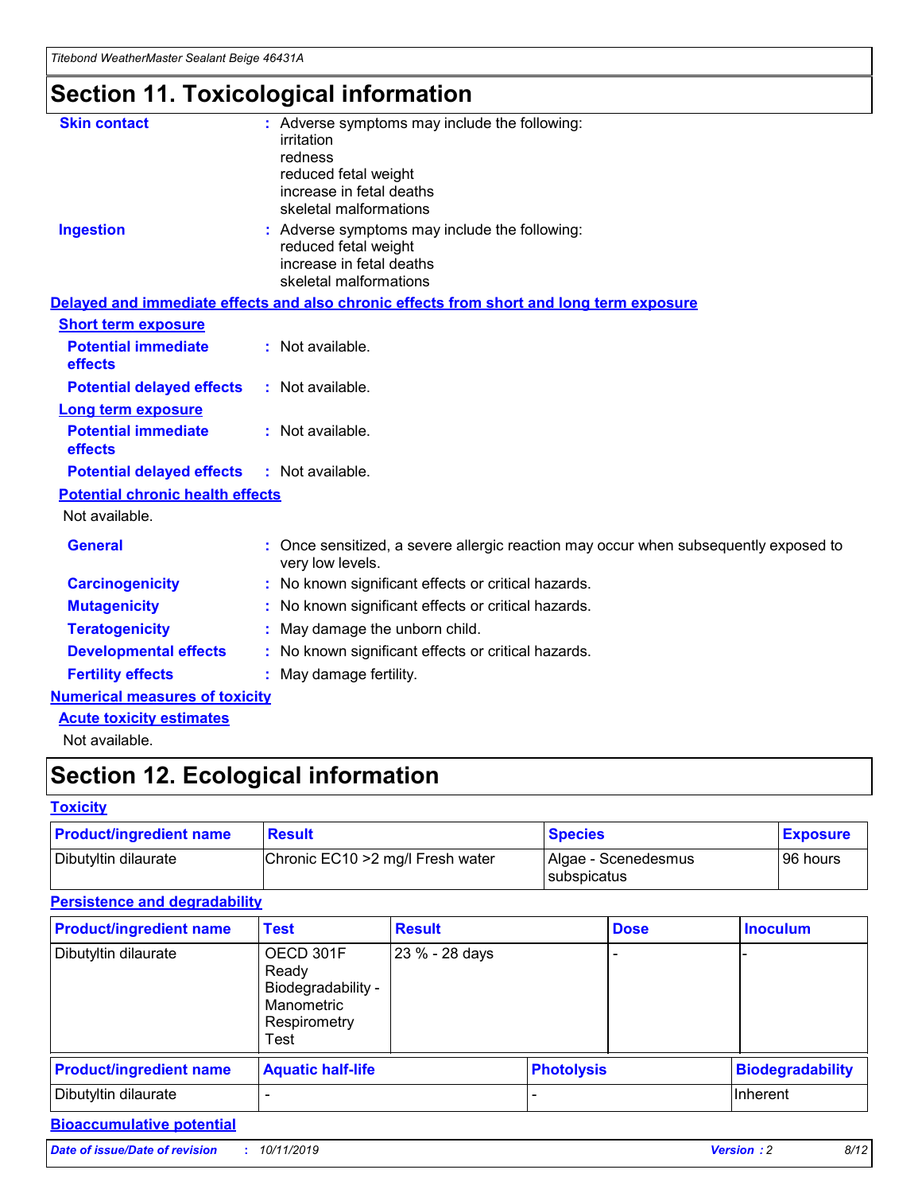# Section 11. Toxicological information

**Skin contact** : Adverse symptoms may include the following:
irritation
redness
reduced fetal weight
increase in fetal deaths
skeletal malformations

**Ingestion** : Adverse symptoms may include the following:
reduced fetal weight
increase in fetal deaths
skeletal malformations

**Delayed and immediate effects and also chronic effects from short and long term exposure**

**Short term exposure**

**Potential immediate effects** : Not available.

**Potential delayed effects** : Not available.

**Long term exposure**

**Potential immediate effects** : Not available.

**Potential delayed effects** : Not available.

**Potential chronic health effects**

Not available.

**General** : Once sensitized, a severe allergic reaction may occur when subsequently exposed to very low levels.

**Carcinogenicity** : No known significant effects or critical hazards.

**Mutagenicity** : No known significant effects or critical hazards.

**Teratogenicity** : May damage the unborn child.

**Developmental effects** : No known significant effects or critical hazards.

**Fertility effects** : May damage fertility.

**Numerical measures of toxicity**

**Acute toxicity estimates**

Not available.

# Section 12. Ecological information

**Toxicity**

| Product/ingredient name | Result | Species | Exposure |
|---|---|---|---|
| Dibutyltin dilaurate | Chronic EC10 >2 mg/l Fresh water | Algae - Scenedesmus subspicatus | 96 hours |

**Persistence and degradability**

| Product/ingredient name | Test | Result | Dose | Inoculum |
|---|---|---|---|---|
| Dibutyltin dilaurate | OECD 301F Ready Biodegradability - Manometric Respirometry Test | 23 % - 28 days | - | - |

| Product/ingredient name | Aquatic half-life | Photolysis | Biodegradability |
|---|---|---|---|
| Dibutyltin dilaurate | - | - | Inherent |

**Bioaccumulative potential**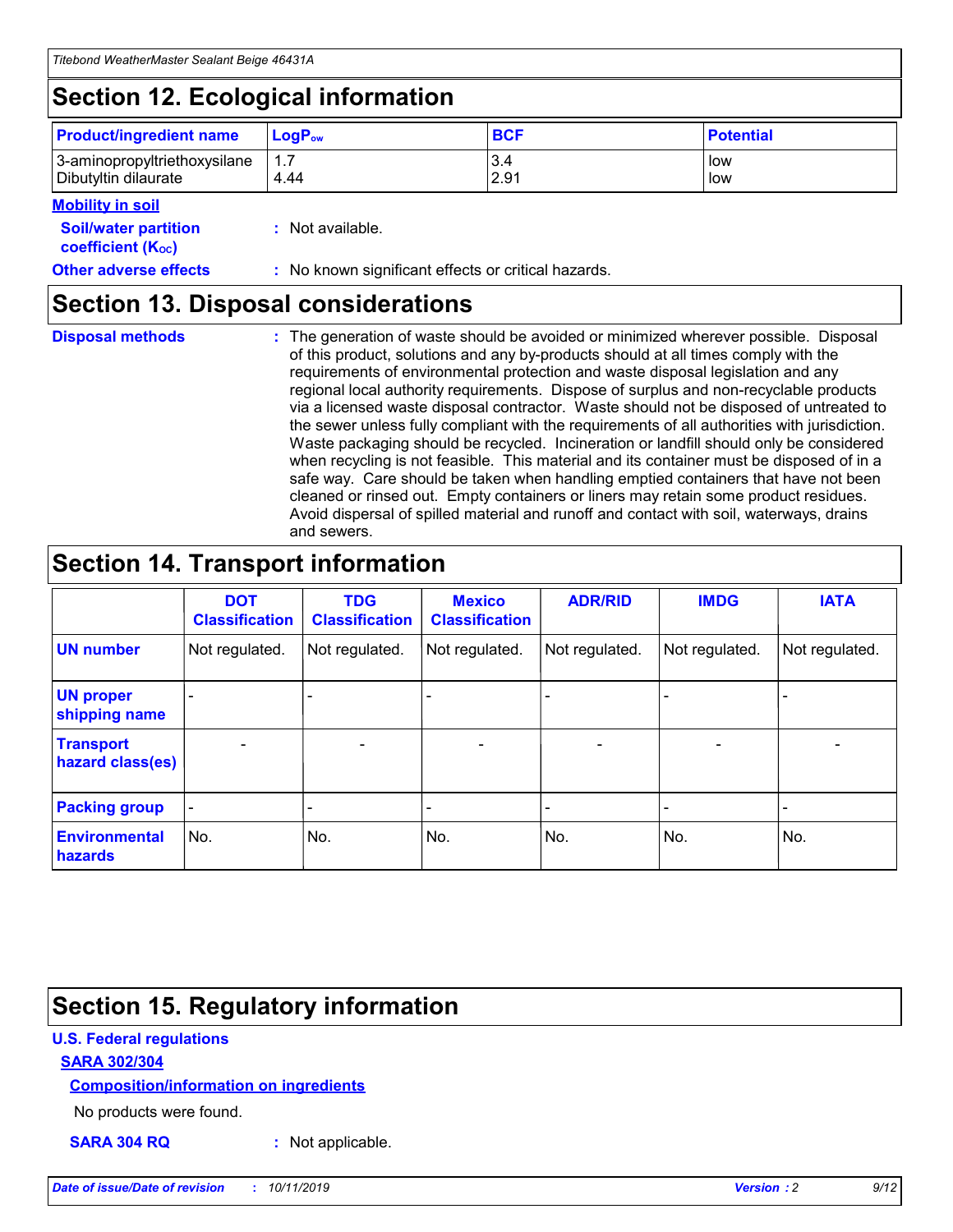## Section 12. Ecological information

| Product/ingredient name | $LogP_{ow}$ | BCF | Potential |
|---|---|---|---|
| 3-aminopropyltriethoxysilane | 1.7 | 3.4 | low |
| Dibutyltin dilaurate | 4.44 | 2.91 | low |

**Mobility in soil**

**Soil/water partition coefficient ($K_{OC}$)** : Not available.

**Other adverse effects** : No known significant effects or critical hazards.

## Section 13. Disposal considerations

**Disposal methods** : The generation of waste should be avoided or minimized wherever possible. Disposal of this product, solutions and any by-products should at all times comply with the requirements of environmental protection and waste disposal legislation and any regional local authority requirements. Dispose of surplus and non-recyclable products via a licensed waste disposal contractor. Waste should not be disposed of untreated to the sewer unless fully compliant with the requirements of all authorities with jurisdiction. Waste packaging should be recycled. Incineration or landfill should only be considered when recycling is not feasible. This material and its container must be disposed of in a safe way. Care should be taken when handling emptied containers that have not been cleaned or rinsed out. Empty containers or liners may retain some product residues. Avoid dispersal of spilled material and runoff and contact with soil, waterways, drains and sewers.

## Section 14. Transport information

| | DOT Classification | TDG Classification | Mexico Classification | ADR/RID | IMDG | IATA |
|---|---|---|---|---|---|---|
| UN number | Not regulated. | Not regulated. | Not regulated. | Not regulated. | Not regulated. | Not regulated. |
| UN proper shipping name | - | - | - | - | - | - |
| Transport hazard class(es) | - | - | - | - | - | - |
| Packing group | - | - | - | - | - | - |
| Environmental hazards | No. | No. | No. | No. | No. | No. |

## Section 15. Regulatory information

**U.S. Federal regulations**

**SARA 302/304**

**Composition/information on ingredients**

No products were found.

**SARA 304 RQ** : Not applicable.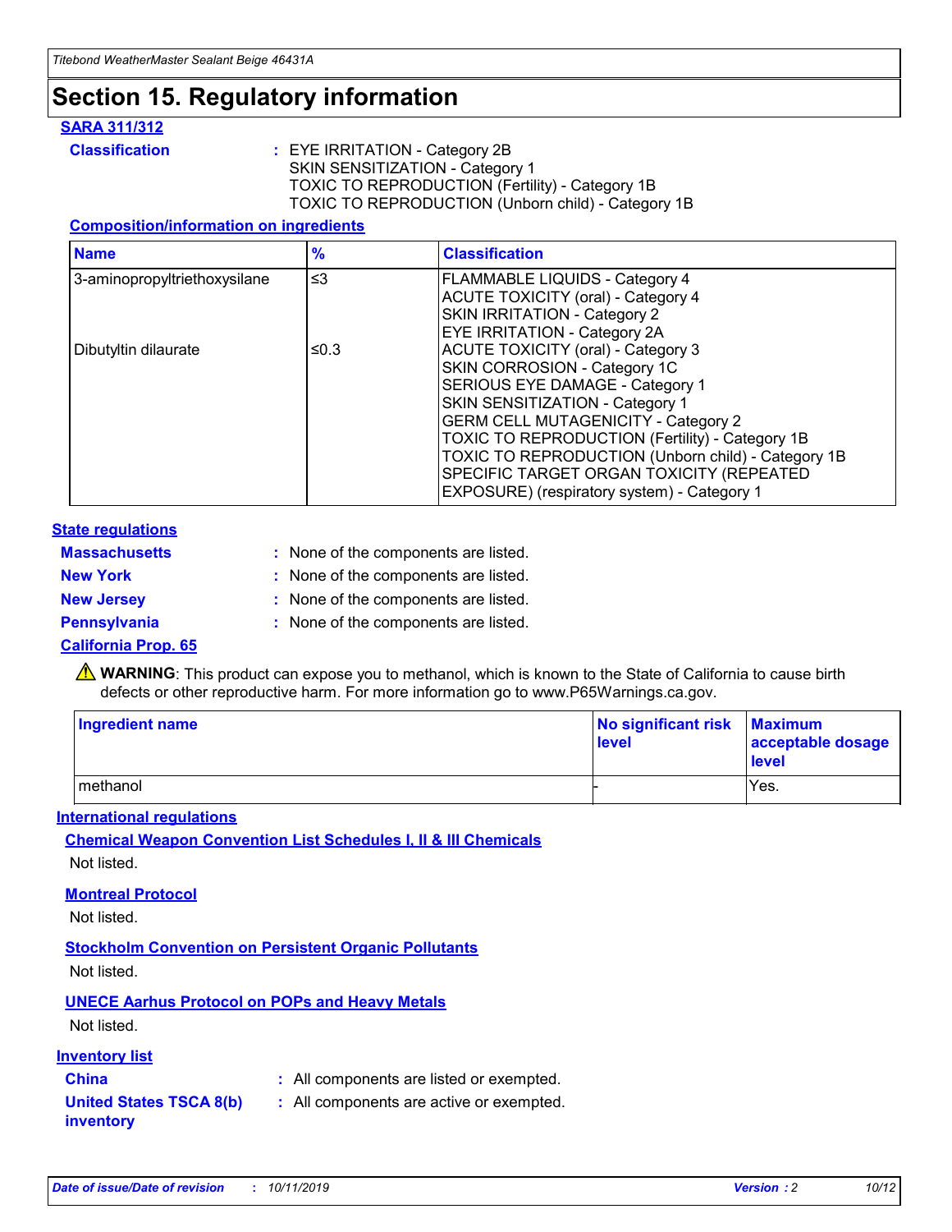# Section 15. Regulatory information

## SARA 311/312

**Classification** : EYE IRRITATION - Category 2B
SKIN SENSITIZATION - Category 1
TOXIC TO REPRODUCTION (Fertility) - Category 1B
TOXIC TO REPRODUCTION (Unborn child) - Category 1B

### Composition/information on ingredients

| Name | % | Classification |
|---|---|---|
| 3-aminopropyltriethoxysilane | ≤3 | FLAMMABLE LIQUIDS - Category 4<br>ACUTE TOXICITY (oral) - Category 4<br>SKIN IRRITATION - Category 2<br>EYE IRRITATION - Category 2A |
| Dibutyltin dilaurate | ≤0.3 | ACUTE TOXICITY (oral) - Category 3<br>SKIN CORROSION - Category 1C<br>SERIOUS EYE DAMAGE - Category 1<br>SKIN SENSITIZATION - Category 1<br>GERM CELL MUTAGENICITY - Category 2<br>TOXIC TO REPRODUCTION (Fertility) - Category 1B<br>TOXIC TO REPRODUCTION (Unborn child) - Category 1B<br>SPECIFIC TARGET ORGAN TOXICITY (REPEATED EXPOSURE) (respiratory system) - Category 1 |

## State regulations

**Massachusetts** : None of the components are listed.
**New York** : None of the components are listed.
**New Jersey** : None of the components are listed.
**Pennsylvania** : None of the components are listed.

## California Prop. 65

⚠ **WARNING**: This product can expose you to methanol, which is known to the State of California to cause birth defects or other reproductive harm. For more information go to www.P65Warnings.ca.gov.

| Ingredient name | No significant risk level | Maximum acceptable dosage level |
|---|---|---|
| methanol | - | Yes. |

## International regulations

### Chemical Weapon Convention List Schedules I, II & III Chemicals

Not listed.

### Montreal Protocol

Not listed.

### Stockholm Convention on Persistent Organic Pollutants

Not listed.

### UNECE Aarhus Protocol on POPs and Heavy Metals

Not listed.

## Inventory list

**China** : All components are listed or exempted.
**United States TSCA 8(b) inventory** : All components are active or exempted.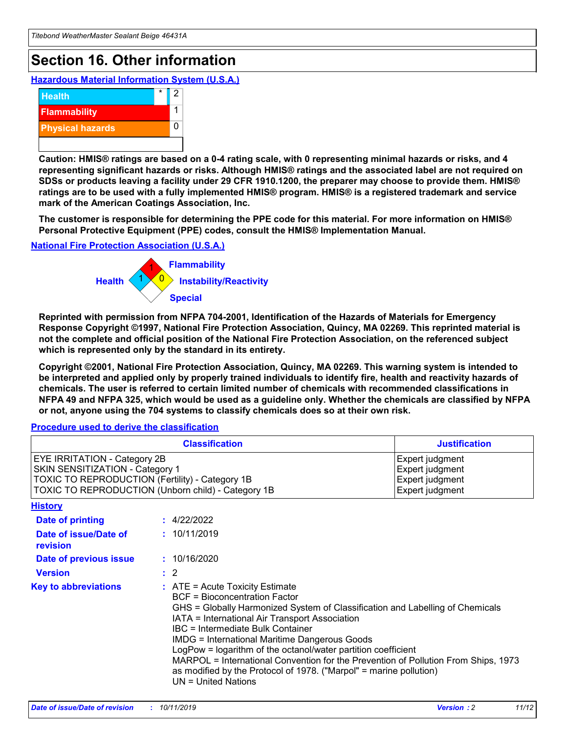# Section 16. Other information

### Hazardous Material Information System (U.S.A.)

| | | |
|---|---|---|
| Health | * | 2 |
| Flammability | | 1 |
| Physical hazards | | 0 |

**Caution: HMIS® ratings are based on a 0-4 rating scale, with 0 representing minimal hazards or risks, and 4 representing significant hazards or risks. Although HMIS® ratings and the associated label are not required on SDSs or products leaving a facility under 29 CFR 1910.1200, the preparer may choose to provide them. HMIS® ratings are to be used with a fully implemented HMIS® program. HMIS® is a registered trademark and service mark of the American Coatings Association, Inc.**

**The customer is responsible for determining the PPE code for this material. For more information on HMIS® Personal Protective Equipment (PPE) codes, consult the HMIS® Implementation Manual.**

### National Fire Protection Association (U.S.A.)

- Flammability: 1
- Health: 1
- Instability/Reactivity: 0
- Special:

**Reprinted with permission from NFPA 704-2001, Identification of the Hazards of Materials for Emergency Response Copyright ©1997, National Fire Protection Association, Quincy, MA 02269. This reprinted material is not the complete and official position of the National Fire Protection Association, on the referenced subject which is represented only by the standard in its entirety.**

**Copyright ©2001, National Fire Protection Association, Quincy, MA 02269. This warning system is intended to be interpreted and applied only by properly trained individuals to identify fire, health and reactivity hazards of chemicals. The user is referred to certain limited number of chemicals with recommended classifications in NFPA 49 and NFPA 325, which would be used as a guideline only. Whether the chemicals are classified by NFPA or not, anyone using the 704 systems to classify chemicals does so at their own risk.**

### Procedure used to derive the classification

| Classification | Justification |
|---|---|
| EYE IRRITATION - Category 2B | Expert judgment |
| SKIN SENSITIZATION - Category 1 | Expert judgment |
| TOXIC TO REPRODUCTION (Fertility) - Category 1B | Expert judgment |
| TOXIC TO REPRODUCTION (Unborn child) - Category 1B | Expert judgment |

### History

**Date of printing** : 4/22/2022

**Date of issue/Date of revision** : 10/11/2019

**Date of previous issue** : 10/16/2020

**Version** : 2

**Key to abbreviations** :
ATE = Acute Toxicity Estimate
BCF = Bioconcentration Factor
GHS = Globally Harmonized System of Classification and Labelling of Chemicals
IATA = International Air Transport Association
IBC = Intermediate Bulk Container
IMDG = International Maritime Dangerous Goods
LogPow = logarithm of the octanol/water partition coefficient
MARPOL = International Convention for the Prevention of Pollution From Ships, 1973 as modified by the Protocol of 1978. ("Marpol" = marine pollution)
UN = United Nations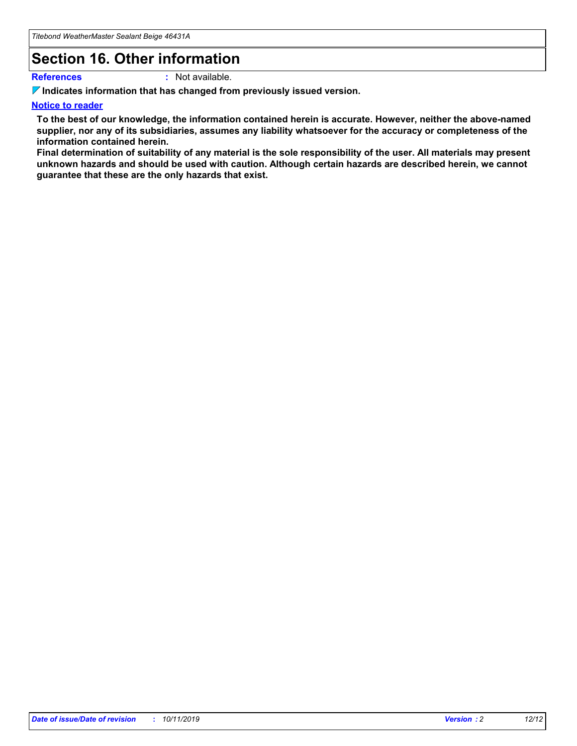# Section 16. Other information

**References** : Not available.

**Indicates information that has changed from previously issued version.**

**Notice to reader**

**To the best of our knowledge, the information contained herein is accurate. However, neither the above-named supplier, nor any of its subsidiaries, assumes any liability whatsoever for the accuracy or completeness of the information contained herein.**

**Final determination of suitability of any material is the sole responsibility of the user. All materials may present unknown hazards and should be used with caution. Although certain hazards are described herein, we cannot guarantee that these are the only hazards that exist.**